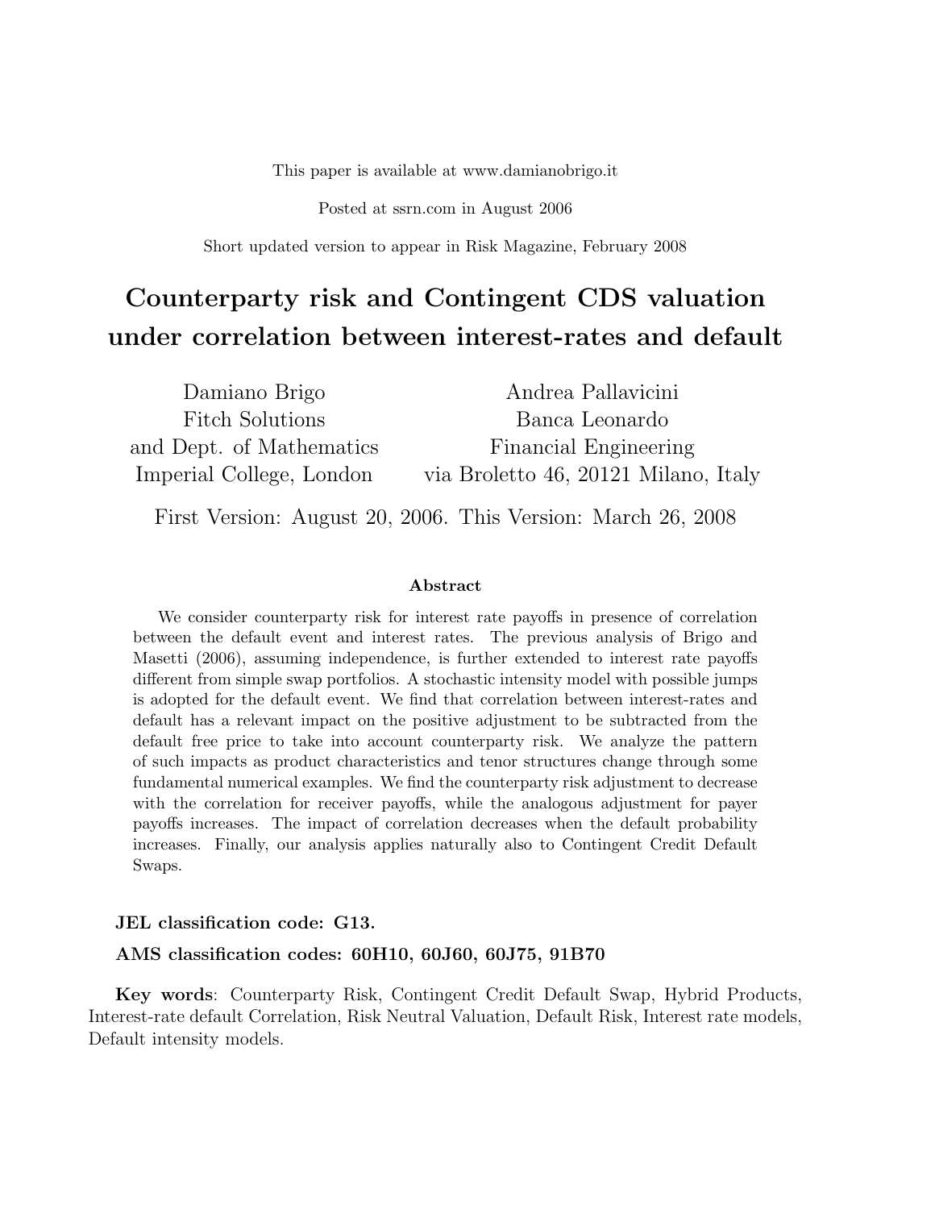This paper is available at www.damianobrigo.it

Posted at ssrn.com in August 2006

Short updated version to appear in Risk Magazine, February 2008

# Counterparty risk and Contingent CDS valuation under correlation between interest-rates and default

Damiano Brigo
Fitch Solutions
and Dept. of Mathematics
Imperial College, London

Andrea Pallavicini
Banca Leonardo
Financial Engineering
via Broletto 46, 20121 Milano, Italy

First Version: August 20, 2006. This Version: March 26, 2008

### Abstract

We consider counterparty risk for interest rate payoffs in presence of correlation between the default event and interest rates. The previous analysis of Brigo and Masetti (2006), assuming independence, is further extended to interest rate payoffs different from simple swap portfolios. A stochastic intensity model with possible jumps is adopted for the default event. We find that correlation between interest-rates and default has a relevant impact on the positive adjustment to be subtracted from the default free price to take into account counterparty risk. We analyze the pattern of such impacts as product characteristics and tenor structures change through some fundamental numerical examples. We find the counterparty risk adjustment to decrease with the correlation for receiver payoffs, while the analogous adjustment for payer payoffs increases. The impact of correlation decreases when the default probability increases. Finally, our analysis applies naturally also to Contingent Credit Default Swaps.

**JEL classification code: G13.**

**AMS classification codes: 60H10, 60J60, 60J75, 91B70**

**Key words**: Counterparty Risk, Contingent Credit Default Swap, Hybrid Products, Interest-rate default Correlation, Risk Neutral Valuation, Default Risk, Interest rate models, Default intensity models.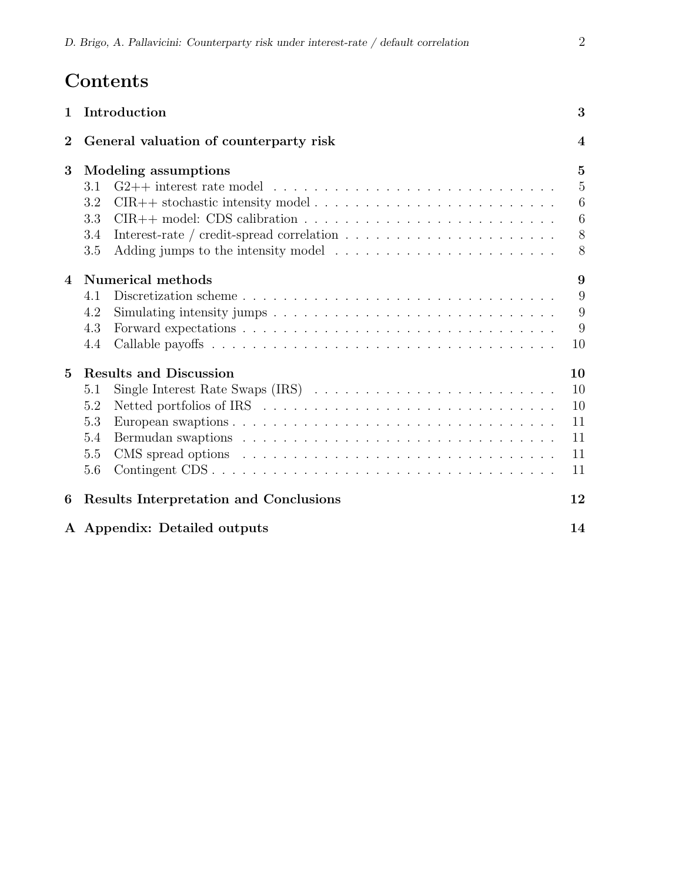# Contents

**1 Introduction** **3**

**2 General valuation of counterparty risk** **4**

**3 Modeling assumptions** **5**

- 3.1 G2++ interest rate model . . . 5
- 3.2 CIR++ stochastic intensity model . . . 6
- 3.3 CIR++ model: CDS calibration . . . 6
- 3.4 Interest-rate / credit-spread correlation . . . 8
- 3.5 Adding jumps to the intensity model . . . 8

**4 Numerical methods** **9**

- 4.1 Discretization scheme . . . 9
- 4.2 Simulating intensity jumps . . . 9
- 4.3 Forward expectations . . . 9
- 4.4 Callable payoffs . . . 10

**5 Results and Discussion** **10**

- 5.1 Single Interest Rate Swaps (IRS) . . . 10
- 5.2 Netted portfolios of IRS . . . 10
- 5.3 European swaptions . . . 11
- 5.4 Bermudan swaptions . . . 11
- 5.5 CMS spread options . . . 11
- 5.6 Contingent CDS . . . 11

**6 Results Interpretation and Conclusions** **12**

**A Appendix: Detailed outputs** **14**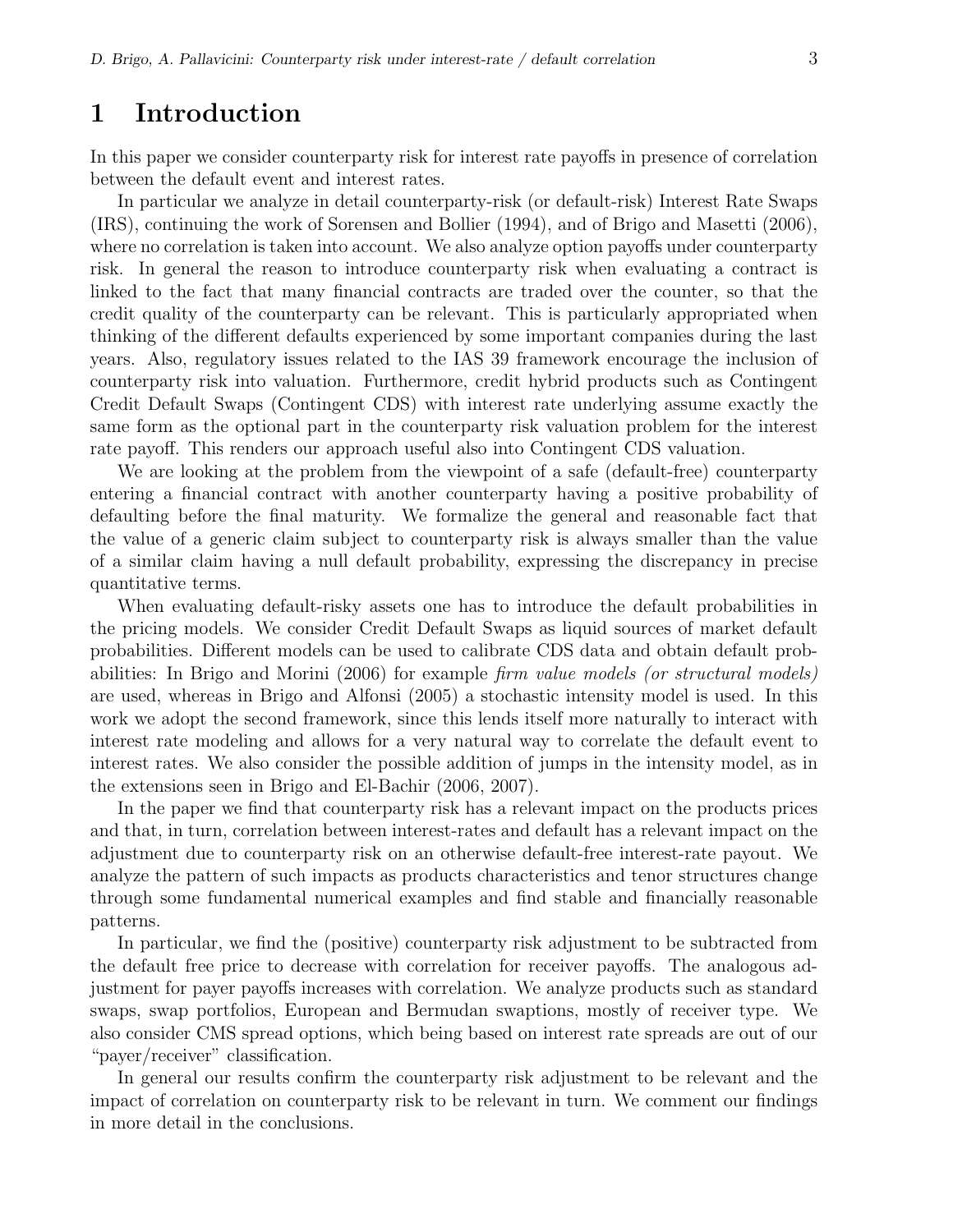# 1 Introduction

In this paper we consider counterparty risk for interest rate payoffs in presence of correlation between the default event and interest rates.

In particular we analyze in detail counterparty-risk (or default-risk) Interest Rate Swaps (IRS), continuing the work of Sorensen and Bollier (1994), and of Brigo and Masetti (2006), where no correlation is taken into account. We also analyze option payoffs under counterparty risk. In general the reason to introduce counterparty risk when evaluating a contract is linked to the fact that many financial contracts are traded over the counter, so that the credit quality of the counterparty can be relevant. This is particularly appropriated when thinking of the different defaults experienced by some important companies during the last years. Also, regulatory issues related to the IAS 39 framework encourage the inclusion of counterparty risk into valuation. Furthermore, credit hybrid products such as Contingent Credit Default Swaps (Contingent CDS) with interest rate underlying assume exactly the same form as the optional part in the counterparty risk valuation problem for the interest rate payoff. This renders our approach useful also into Contingent CDS valuation.

We are looking at the problem from the viewpoint of a safe (default-free) counterparty entering a financial contract with another counterparty having a positive probability of defaulting before the final maturity. We formalize the general and reasonable fact that the value of a generic claim subject to counterparty risk is always smaller than the value of a similar claim having a null default probability, expressing the discrepancy in precise quantitative terms.

When evaluating default-risky assets one has to introduce the default probabilities in the pricing models. We consider Credit Default Swaps as liquid sources of market default probabilities. Different models can be used to calibrate CDS data and obtain default probabilities: In Brigo and Morini (2006) for example *firm value models (or structural models)* are used, whereas in Brigo and Alfonsi (2005) a stochastic intensity model is used. In this work we adopt the second framework, since this lends itself more naturally to interact with interest rate modeling and allows for a very natural way to correlate the default event to interest rates. We also consider the possible addition of jumps in the intensity model, as in the extensions seen in Brigo and El-Bachir (2006, 2007).

In the paper we find that counterparty risk has a relevant impact on the products prices and that, in turn, correlation between interest-rates and default has a relevant impact on the adjustment due to counterparty risk on an otherwise default-free interest-rate payout. We analyze the pattern of such impacts as products characteristics and tenor structures change through some fundamental numerical examples and find stable and financially reasonable patterns.

In particular, we find the (positive) counterparty risk adjustment to be subtracted from the default free price to decrease with correlation for receiver payoffs. The analogous adjustment for payer payoffs increases with correlation. We analyze products such as standard swaps, swap portfolios, European and Bermudan swaptions, mostly of receiver type. We also consider CMS spread options, which being based on interest rate spreads are out of our "payer/receiver" classification.

In general our results confirm the counterparty risk adjustment to be relevant and the impact of correlation on counterparty risk to be relevant in turn. We comment our findings in more detail in the conclusions.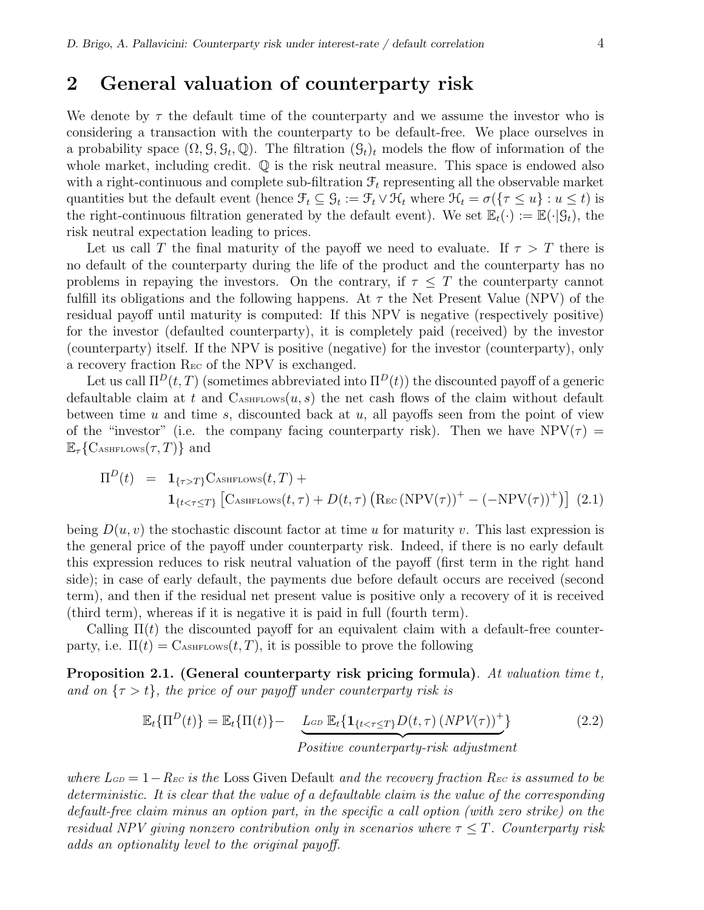## 2 General valuation of counterparty risk

We denote by $\tau$ the default time of the counterparty and we assume the investor who is considering a transaction with the counterparty to be default-free. We place ourselves in a probability space $(\Omega, \mathcal{G}, \mathcal{G}_t, \mathbb{Q})$. The filtration $(\mathcal{G}_t)_t$ models the flow of information of the whole market, including credit. $\mathbb{Q}$ is the risk neutral measure. This space is endowed also with a right-continuous and complete sub-filtration $\mathcal{F}_t$ representing all the observable market quantities but the default event (hence $\mathcal{F}_t \subseteq \mathcal{G}_t := \mathcal{F}_t \vee \mathcal{H}_t$ where $\mathcal{H}_t = \sigma(\{\tau \leq u\} : u \leq t)$ is the right-continuous filtration generated by the default event). We set $\mathbb{E}_t(\cdot) := \mathbb{E}(\cdot|\mathcal{G}_t)$, the risk neutral expectation leading to prices.

Let us call $T$ the final maturity of the payoff we need to evaluate. If $\tau > T$ there is no default of the counterparty during the life of the product and the counterparty has no problems in repaying the investors. On the contrary, if $\tau \leq T$ the counterparty cannot fulfill its obligations and the following happens. At $\tau$ the Net Present Value (NPV) of the residual payoff until maturity is computed: If this NPV is negative (respectively positive) for the investor (defaulted counterparty), it is completely paid (received) by the investor (counterparty) itself. If the NPV is positive (negative) for the investor (counterparty), only a recovery fraction $\mathrm{R}_{\mathrm{EC}}$ of the NPV is exchanged.

Let us call $\Pi^D(t,T)$ (sometimes abbreviated into $\Pi^D(t)$) the discounted payoff of a generic defaultable claim at $t$ and $\mathrm{C}_{\mathrm{ASHFLOWS}}(u,s)$ the net cash flows of the claim without default between time $u$ and time $s$, discounted back at $u$, all payoffs seen from the point of view of the "investor" (i.e. the company facing counterparty risk). Then we have $\mathrm{NPV}(\tau) = \mathbb{E}_\tau\{\mathrm{C}_{\mathrm{ASHFLOWS}}(\tau,T)\}$ and

$$
\begin{aligned}
\Pi^D(t) \;=\;& \mathbf{1}_{\{\tau > T\}} \mathrm{C}_{\mathrm{ASHFLOWS}}(t,T) + \\
& \mathbf{1}_{\{t < \tau \leq T\}} \left[ \mathrm{C}_{\mathrm{ASHFLOWS}}(t,\tau) + D(t,\tau) \left( \mathrm{R}_{\mathrm{EC}} \left(\mathrm{NPV}(\tau)\right)^+ - \left(-\mathrm{NPV}(\tau)\right)^+ \right) \right]
\end{aligned} \tag{2.1}
$$

being $D(u,v)$ the stochastic discount factor at time $u$ for maturity $v$. This last expression is the general price of the payoff under counterparty risk. Indeed, if there is no early default this expression reduces to risk neutral valuation of the payoff (first term in the right hand side); in case of early default, the payments due before default occurs are received (second term), and then if the residual net present value is positive only a recovery of it is received (third term), whereas if it is negative it is paid in full (fourth term).

Calling $\Pi(t)$ the discounted payoff for an equivalent claim with a default-free counterparty, i.e. $\Pi(t) = \mathrm{C}_{\mathrm{ASHFLOWS}}(t,T)$, it is possible to prove the following

**Proposition 2.1. (General counterparty risk pricing formula)**. *At valuation time $t$, and on $\{\tau > t\}$, the price of our payoff under counterparty risk is*

$$
\mathbb{E}_t\{\Pi^D(t)\} = \mathbb{E}_t\{\Pi(t)\} - \underbrace{L_{GD}\, \mathbb{E}_t\{\mathbf{1}_{\{t < \tau \leq T\}} D(t,\tau) \left(NPV(\tau)\right)^+\}}_{\text{Positive counterparty-risk adjustment}} \tag{2.2}
$$

*where $L_{GD} = 1 - R_{EC}$ is the* Loss Given Default *and the recovery fraction $R_{EC}$ is assumed to be deterministic. It is clear that the value of a defaultable claim is the value of the corresponding default-free claim minus an option part, in the specific a call option (with zero strike) on the residual NPV giving nonzero contribution only in scenarios where $\tau \leq T$. Counterparty risk adds an optionality level to the original payoff.*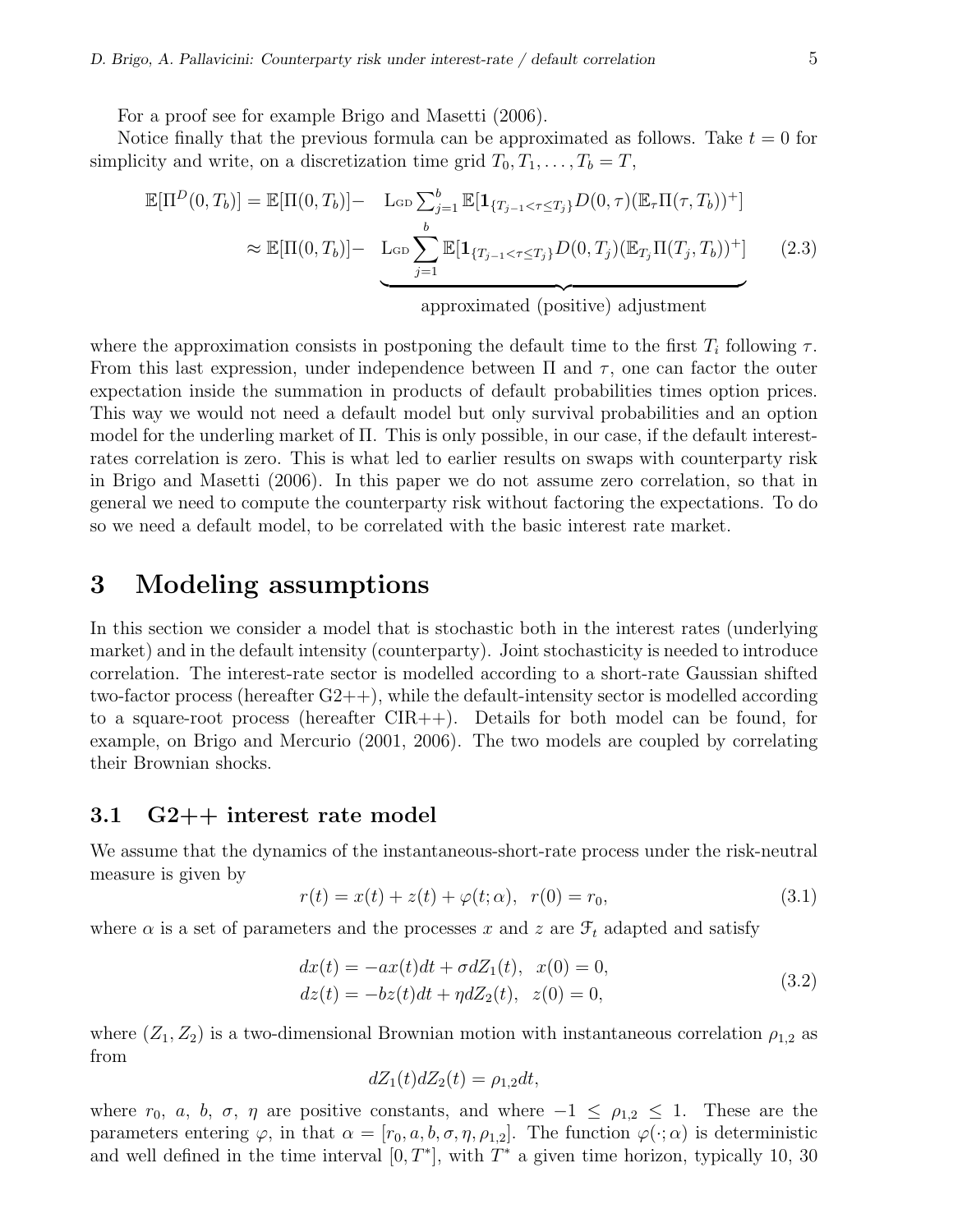For a proof see for example Brigo and Masetti (2006).

Notice finally that the previous formula can be approximated as follows. Take $t = 0$ for simplicity and write, on a discretization time grid $T_0, T_1, \ldots, T_b = T$,

$$
\begin{aligned}
\mathbb{E}[\Pi^D(0,T_b)] &= \mathbb{E}[\Pi(0,T_b)] - \mathrm{L}_{\mathrm{GD}} \sum_{j=1}^{b} \mathbb{E}[\mathbf{1}_{\{T_{j-1}<\tau\leq T_j\}} D(0,\tau)(\mathbb{E}_\tau \Pi(\tau,T_b))^+] \\
&\approx \mathbb{E}[\Pi(0,T_b)] - \underbrace{\mathrm{L}_{\mathrm{GD}} \sum_{j=1}^{b} \mathbb{E}[\mathbf{1}_{\{T_{j-1}<\tau\leq T_j\}} D(0,T_j)(\mathbb{E}_{T_j} \Pi(T_j,T_b))^+]}_{\text{approximated (positive) adjustment}}
\end{aligned}
\tag{2.3}
$$

where the approximation consists in postponing the default time to the first $T_i$ following $\tau$. From this last expression, under independence between $\Pi$ and $\tau$, one can factor the outer expectation inside the summation in products of default probabilities times option prices. This way we would not need a default model but only survival probabilities and an option model for the underling market of $\Pi$. This is only possible, in our case, if the default interest-rates correlation is zero. This is what led to earlier results on swaps with counterparty risk in Brigo and Masetti (2006). In this paper we do not assume zero correlation, so that in general we need to compute the counterparty risk without factoring the expectations. To do so we need a default model, to be correlated with the basic interest rate market.

# 3 Modeling assumptions

In this section we consider a model that is stochastic both in the interest rates (underlying market) and in the default intensity (counterparty). Joint stochasticity is needed to introduce correlation. The interest-rate sector is modelled according to a short-rate Gaussian shifted two-factor process (hereafter G2++), while the default-intensity sector is modelled according to a square-root process (hereafter CIR++). Details for both model can be found, for example, on Brigo and Mercurio (2001, 2006). The two models are coupled by correlating their Brownian shocks.

## 3.1 G2++ interest rate model

We assume that the dynamics of the instantaneous-short-rate process under the risk-neutral measure is given by

$$
r(t) = x(t) + z(t) + \varphi(t;\alpha), \quad r(0) = r_0, \tag{3.1}
$$

where $\alpha$ is a set of parameters and the processes $x$ and $z$ are $\mathcal{F}_t$ adapted and satisfy

$$
\begin{aligned}
dx(t) &= -ax(t)dt + \sigma dZ_1(t), \quad x(0) = 0, \\
dz(t) &= -bz(t)dt + \eta dZ_2(t), \quad z(0) = 0,
\end{aligned}
\tag{3.2}
$$

where $(Z_1, Z_2)$ is a two-dimensional Brownian motion with instantaneous correlation $\rho_{1,2}$ as from

$$
dZ_1(t)dZ_2(t) = \rho_{1,2}dt,
$$

where $r_0$, $a$, $b$, $\sigma$, $\eta$ are positive constants, and where $-1 \leq \rho_{1,2} \leq 1$. These are the parameters entering $\varphi$, in that $\alpha = [r_0, a, b, \sigma, \eta, \rho_{1,2}]$. The function $\varphi(\cdot;\alpha)$ is deterministic and well defined in the time interval $[0, T^*]$, with $T^*$ a given time horizon, typically 10, 30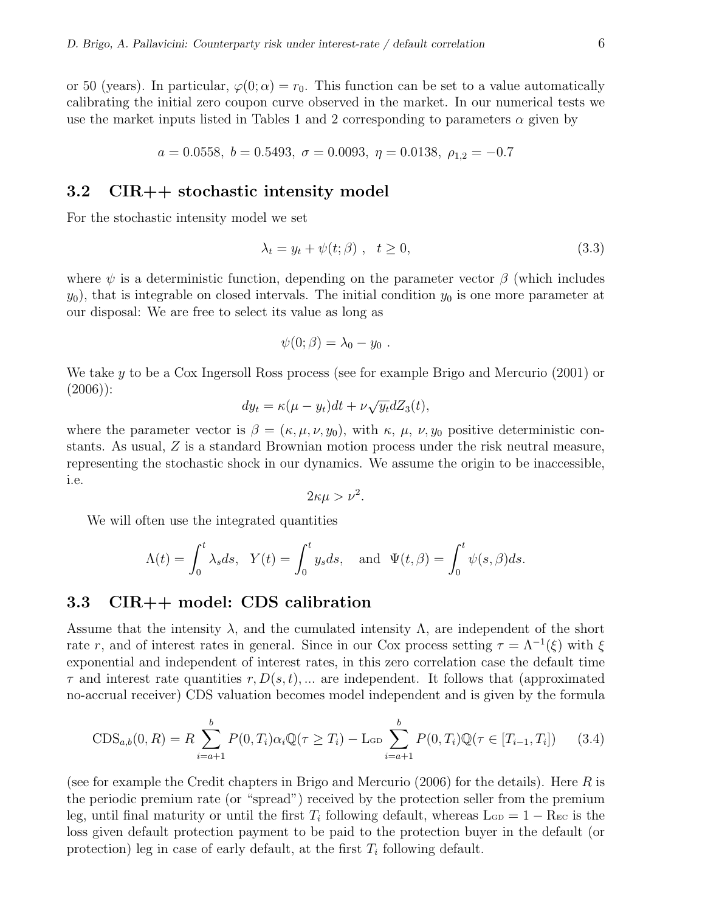or 50 (years). In particular, $\varphi(0;\alpha) = r_0$. This function can be set to a value automatically calibrating the initial zero coupon curve observed in the market. In our numerical tests we use the market inputs listed in Tables 1 and 2 corresponding to parameters $\alpha$ given by

$$a = 0.0558,\ b = 0.5493,\ \sigma = 0.0093,\ \eta = 0.0138,\ \rho_{1,2} = -0.7$$

## 3.2 CIR++ stochastic intensity model

For the stochastic intensity model we set

$$\lambda_t = y_t + \psi(t;\beta)\ ,\quad t \geq 0, \tag{3.3}$$

where $\psi$ is a deterministic function, depending on the parameter vector $\beta$ (which includes $y_0$), that is integrable on closed intervals. The initial condition $y_0$ is one more parameter at our disposal: We are free to select its value as long as

$$\psi(0;\beta) = \lambda_0 - y_0\ .$$

We take $y$ to be a Cox Ingersoll Ross process (see for example Brigo and Mercurio (2001) or (2006)):

$$dy_t = \kappa(\mu - y_t)dt + \nu\sqrt{y_t}dZ_3(t),$$

where the parameter vector is $\beta = (\kappa, \mu, \nu, y_0)$, with $\kappa$, $\mu$, $\nu, y_0$ positive deterministic constants. As usual, $Z$ is a standard Brownian motion process under the risk neutral measure, representing the stochastic shock in our dynamics. We assume the origin to be inaccessible, i.e.

$$2\kappa\mu > \nu^2.$$

We will often use the integrated quantities

$$\Lambda(t) = \int_0^t \lambda_s ds,\quad Y(t) = \int_0^t y_s ds,\quad \text{and}\quad \Psi(t,\beta) = \int_0^t \psi(s,\beta)ds.$$

## 3.3 CIR++ model: CDS calibration

Assume that the intensity $\lambda$, and the cumulated intensity $\Lambda$, are independent of the short rate $r$, and of interest rates in general. Since in our Cox process setting $\tau = \Lambda^{-1}(\xi)$ with $\xi$ exponential and independent of interest rates, in this zero correlation case the default time $\tau$ and interest rate quantities $r, D(s,t), \ldots$ are independent. It follows that (approximated no-accrual receiver) CDS valuation becomes model independent and is given by the formula

$$\text{CDS}_{a,b}(0,R) = R\sum_{i=a+1}^{b} P(0,T_i)\alpha_i \mathbb{Q}(\tau \geq T_i) - \text{L}_{\text{GD}} \sum_{i=a+1}^{b} P(0,T_i)\mathbb{Q}(\tau \in [T_{i-1}, T_i]) \tag{3.4}$$

(see for example the Credit chapters in Brigo and Mercurio (2006) for the details). Here $R$ is the periodic premium rate (or "spread") received by the protection seller from the premium leg, until final maturity or until the first $T_i$ following default, whereas $\text{L}_{\text{GD}} = 1 - \text{R}_{\text{EC}}$ is the loss given default protection payment to be paid to the protection buyer in the default (or protection) leg in case of early default, at the first $T_i$ following default.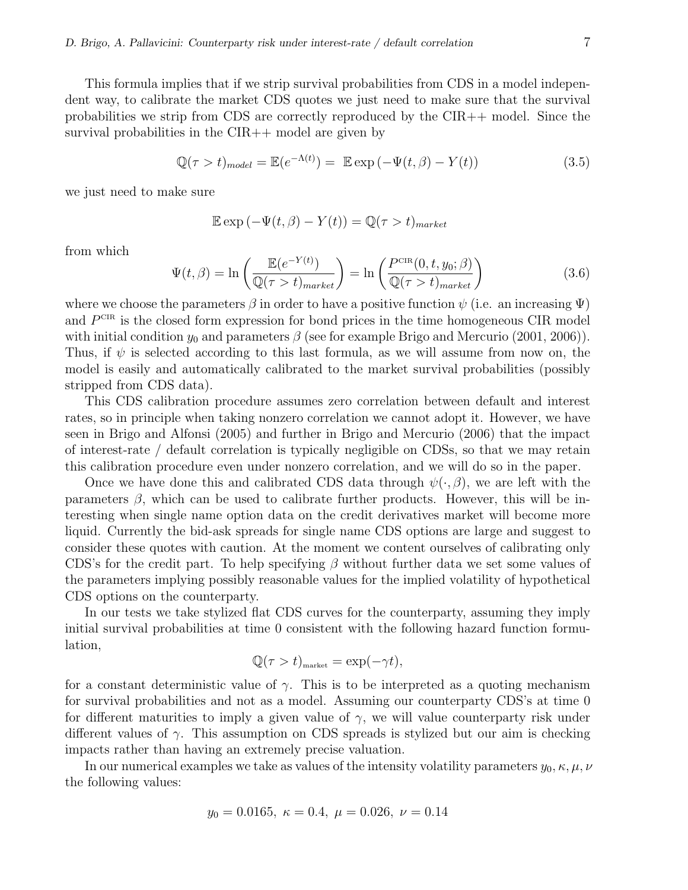This formula implies that if we strip survival probabilities from CDS in a model independent way, to calibrate the market CDS quotes we just need to make sure that the survival probabilities we strip from CDS are correctly reproduced by the CIR++ model. Since the survival probabilities in the CIR++ model are given by

$$\mathbb{Q}(\tau > t)_{model} = \mathbb{E}(e^{-\Lambda(t)}) = \mathbb{E} \exp\left(-\Psi(t, \beta) - Y(t)\right) \tag{3.5}$$

we just need to make sure

$$\mathbb{E} \exp\left(-\Psi(t, \beta) - Y(t)\right) = \mathbb{Q}(\tau > t)_{market}$$

from which

$$\Psi(t, \beta) = \ln\left(\frac{\mathbb{E}(e^{-Y(t)})}{\mathbb{Q}(\tau > t)_{market}}\right) = \ln\left(\frac{P^{\text{CIR}}(0, t, y_0; \beta)}{\mathbb{Q}(\tau > t)_{market}}\right) \tag{3.6}$$

where we choose the parameters $\beta$ in order to have a positive function $\psi$ (i.e. an increasing $\Psi$) and $P^{\text{CIR}}$ is the closed form expression for bond prices in the time homogeneous CIR model with initial condition $y_0$ and parameters $\beta$ (see for example Brigo and Mercurio (2001, 2006)). Thus, if $\psi$ is selected according to this last formula, as we will assume from now on, the model is easily and automatically calibrated to the market survival probabilities (possibly stripped from CDS data).

This CDS calibration procedure assumes zero correlation between default and interest rates, so in principle when taking nonzero correlation we cannot adopt it. However, we have seen in Brigo and Alfonsi (2005) and further in Brigo and Mercurio (2006) that the impact of interest-rate / default correlation is typically negligible on CDSs, so that we may retain this calibration procedure even under nonzero correlation, and we will do so in the paper.

Once we have done this and calibrated CDS data through $\psi(\cdot, \beta)$, we are left with the parameters $\beta$, which can be used to calibrate further products. However, this will be interesting when single name option data on the credit derivatives market will become more liquid. Currently the bid-ask spreads for single name CDS options are large and suggest to consider these quotes with caution. At the moment we content ourselves of calibrating only CDS's for the credit part. To help specifying $\beta$ without further data we set some values of the parameters implying possibly reasonable values for the implied volatility of hypothetical CDS options on the counterparty.

In our tests we take stylized flat CDS curves for the counterparty, assuming they imply initial survival probabilities at time 0 consistent with the following hazard function formulation,

$$\mathbb{Q}(\tau > t)_{\text{market}} = \exp(-\gamma t),$$

for a constant deterministic value of $\gamma$. This is to be interpreted as a quoting mechanism for survival probabilities and not as a model. Assuming our counterparty CDS's at time 0 for different maturities to imply a given value of $\gamma$, we will value counterparty risk under different values of $\gamma$. This assumption on CDS spreads is stylized but our aim is checking impacts rather than having an extremely precise valuation.

In our numerical examples we take as values of the intensity volatility parameters $y_0, \kappa, \mu, \nu$ the following values:

$$y_0 = 0.0165,\ \kappa = 0.4,\ \mu = 0.026,\ \nu = 0.14$$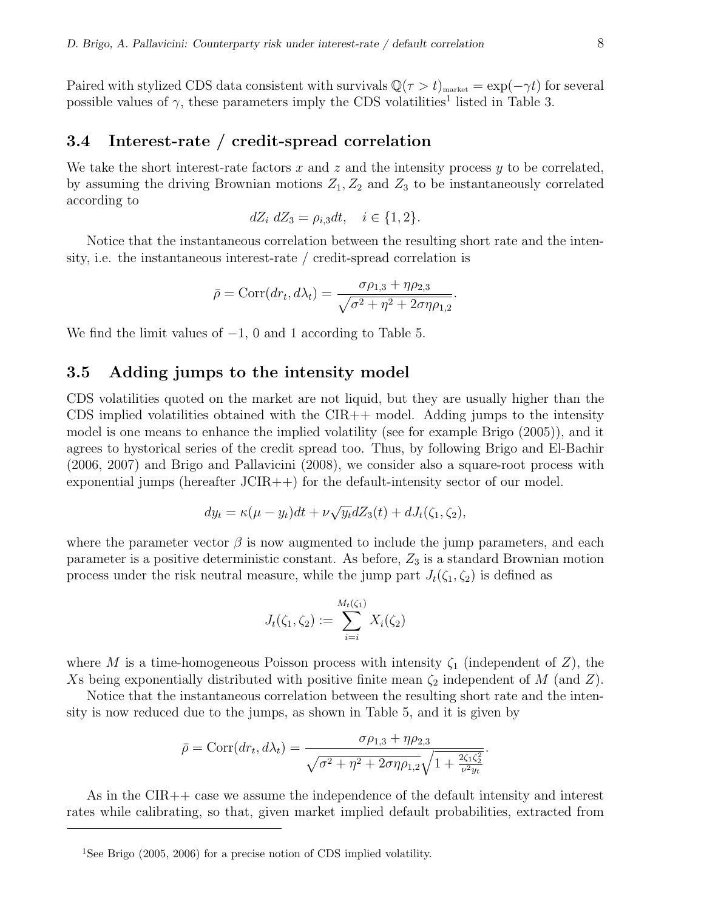Paired with stylized CDS data consistent with survivals $\mathbb{Q}(\tau > t)_{\text{market}} = \exp(-\gamma t)$ for several possible values of $\gamma$, these parameters imply the CDS volatilities[1] listed in Table 3.

## 3.4 Interest-rate / credit-spread correlation

We take the short interest-rate factors $x$ and $z$ and the intensity process $y$ to be correlated, by assuming the driving Brownian motions $Z_1, Z_2$ and $Z_3$ to be instantaneously correlated according to

$$dZ_i \; dZ_3 = \rho_{i,3} dt, \quad i \in \{1, 2\}.$$

Notice that the instantaneous correlation between the resulting short rate and the intensity, i.e. the instantaneous interest-rate / credit-spread correlation is

$$\bar{\rho} = \text{Corr}(dr_t, d\lambda_t) = \frac{\sigma \rho_{1,3} + \eta \rho_{2,3}}{\sqrt{\sigma^2 + \eta^2 + 2\sigma\eta\rho_{1,2}}}.$$

We find the limit values of $-1$, 0 and 1 according to Table 5.

## 3.5 Adding jumps to the intensity model

CDS volatilities quoted on the market are not liquid, but they are usually higher than the CDS implied volatilities obtained with the CIR++ model. Adding jumps to the intensity model is one means to enhance the implied volatility (see for example Brigo (2005)), and it agrees to hystorical series of the credit spread too. Thus, by following Brigo and El-Bachir (2006, 2007) and Brigo and Pallavicini (2008), we consider also a square-root process with exponential jumps (hereafter JCIR++) for the default-intensity sector of our model.

$$dy_t = \kappa(\mu - y_t)dt + \nu\sqrt{y_t} dZ_3(t) + dJ_t(\zeta_1, \zeta_2),$$

where the parameter vector $\beta$ is now augmented to include the jump parameters, and each parameter is a positive deterministic constant. As before, $Z_3$ is a standard Brownian motion process under the risk neutral measure, while the jump part $J_t(\zeta_1, \zeta_2)$ is defined as

$$J_t(\zeta_1, \zeta_2) := \sum_{i=i}^{M_t(\zeta_1)} X_i(\zeta_2)$$

where $M$ is a time-homogeneous Poisson process with intensity $\zeta_1$ (independent of $Z$), the $X$s being exponentially distributed with positive finite mean $\zeta_2$ independent of $M$ (and $Z$).

Notice that the instantaneous correlation between the resulting short rate and the intensity is now reduced due to the jumps, as shown in Table 5, and it is given by

$$\bar{\rho} = \text{Corr}(dr_t, d\lambda_t) = \frac{\sigma \rho_{1,3} + \eta \rho_{2,3}}{\sqrt{\sigma^2 + \eta^2 + 2\sigma\eta\rho_{1,2}}\sqrt{1 + \frac{2\zeta_1\zeta_2^2}{\nu^2 y_t}}}.$$

As in the CIR++ case we assume the independence of the default intensity and interest rates while calibrating, so that, given market implied default probabilities, extracted from

[1] See Brigo (2005, 2006) for a precise notion of CDS implied volatility.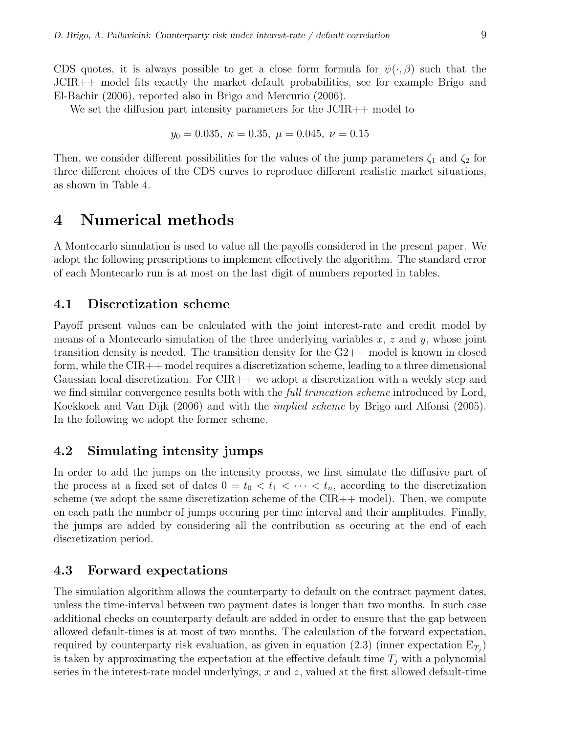CDS quotes, it is always possible to get a close form formula for $\psi(\cdot, \beta)$ such that the JCIR++ model fits exactly the market default probabilities, see for example Brigo and El-Bachir (2006), reported also in Brigo and Mercurio (2006).

We set the diffusion part intensity parameters for the JCIR++ model to

$$y_0 = 0.035,\ \kappa = 0.35,\ \mu = 0.045,\ \nu = 0.15$$

Then, we consider different possibilities for the values of the jump parameters $\zeta_1$ and $\zeta_2$ for three different choices of the CDS curves to reproduce different realistic market situations, as shown in Table 4.

# 4 Numerical methods

A Montecarlo simulation is used to value all the payoffs considered in the present paper. We adopt the following prescriptions to implement effectively the algorithm. The standard error of each Montecarlo run is at most on the last digit of numbers reported in tables.

## 4.1 Discretization scheme

Payoff present values can be calculated with the joint interest-rate and credit model by means of a Montecarlo simulation of the three underlying variables $x$, $z$ and $y$, whose joint transition density is needed. The transition density for the G2++ model is known in closed form, while the CIR++ model requires a discretization scheme, leading to a three dimensional Gaussian local discretization. For CIR++ we adopt a discretization with a weekly step and we find similar convergence results both with the *full truncation scheme* introduced by Lord, Koekkoek and Van Dijk (2006) and with the *implied scheme* by Brigo and Alfonsi (2005). In the following we adopt the former scheme.

## 4.2 Simulating intensity jumps

In order to add the jumps on the intensity process, we first simulate the diffusive part of the process at a fixed set of dates $0 = t_0 < t_1 < \cdots < t_n$, according to the discretization scheme (we adopt the same discretization scheme of the CIR++ model). Then, we compute on each path the number of jumps occuring per time interval and their amplitudes. Finally, the jumps are added by considering all the contribution as occuring at the end of each discretization period.

## 4.3 Forward expectations

The simulation algorithm allows the counterparty to default on the contract payment dates, unless the time-interval between two payment dates is longer than two months. In such case additional checks on counterparty default are added in order to ensure that the gap between allowed default-times is at most of two months. The calculation of the forward expectation, required by counterparty risk evaluation, as given in equation (2.3) (inner expectation $\mathbb{E}_{T_j}$) is taken by approximating the expectation at the effective default time $T_j$ with a polynomial series in the interest-rate model underlyings, $x$ and $z$, valued at the first allowed default-time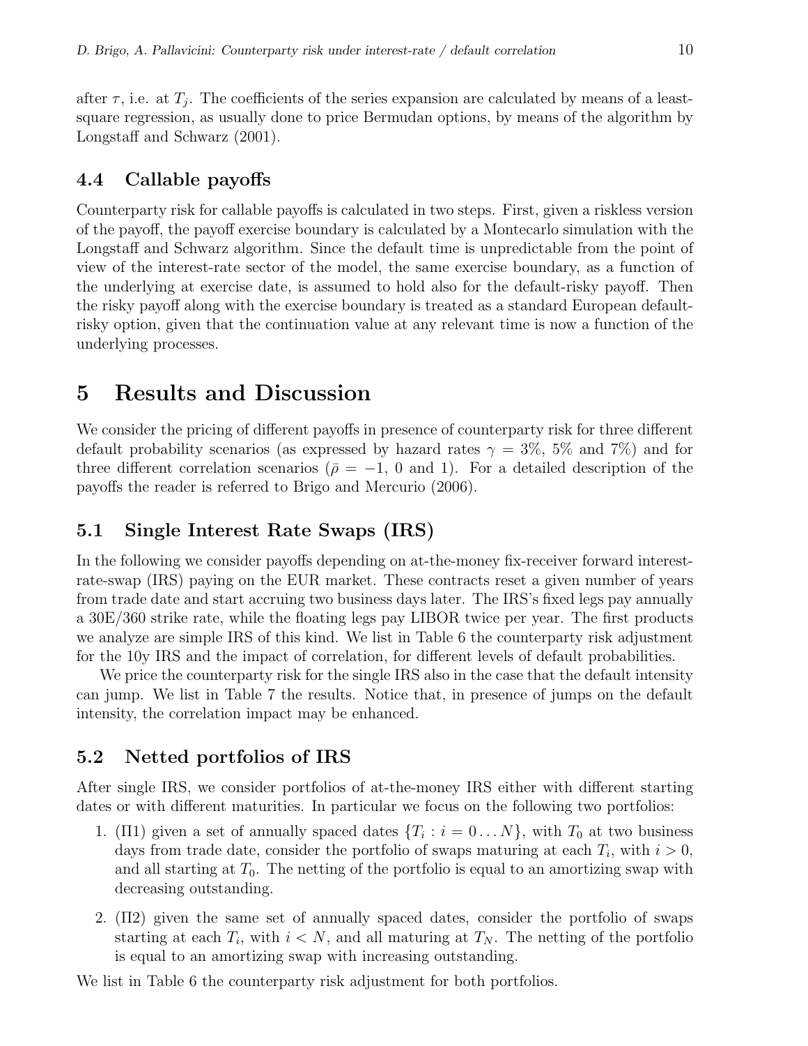after $\tau$, i.e. at $T_j$. The coefficients of the series expansion are calculated by means of a least-square regression, as usually done to price Bermudan options, by means of the algorithm by Longstaff and Schwarz (2001).

### 4.4 Callable payoffs

Counterparty risk for callable payoffs is calculated in two steps. First, given a riskless version of the payoff, the payoff exercise boundary is calculated by a Montecarlo simulation with the Longstaff and Schwarz algorithm. Since the default time is unpredictable from the point of view of the interest-rate sector of the model, the same exercise boundary, as a function of the underlying at exercise date, is assumed to hold also for the default-risky payoff. Then the risky payoff along with the exercise boundary is treated as a standard European default-risky option, given that the continuation value at any relevant time is now a function of the underlying processes.

## 5 Results and Discussion

We consider the pricing of different payoffs in presence of counterparty risk for three different default probability scenarios (as expressed by hazard rates $\gamma = 3\%$, $5\%$ and $7\%$) and for three different correlation scenarios ($\bar{\rho} = -1$, $0$ and $1$). For a detailed description of the payoffs the reader is referred to Brigo and Mercurio (2006).

### 5.1 Single Interest Rate Swaps (IRS)

In the following we consider payoffs depending on at-the-money fix-receiver forward interest-rate-swap (IRS) paying on the EUR market. These contracts reset a given number of years from trade date and start accruing two business days later. The IRS's fixed legs pay annually a 30E/360 strike rate, while the floating legs pay LIBOR twice per year. The first products we analyze are simple IRS of this kind. We list in Table 6 the counterparty risk adjustment for the 10y IRS and the impact of correlation, for different levels of default probabilities.

We price the counterparty risk for the single IRS also in the case that the default intensity can jump. We list in Table 7 the results. Notice that, in presence of jumps on the default intensity, the correlation impact may be enhanced.

### 5.2 Netted portfolios of IRS

After single IRS, we consider portfolios of at-the-money IRS either with different starting dates or with different maturities. In particular we focus on the following two portfolios:

1. ($\Pi 1$) given a set of annually spaced dates $\{T_i : i = 0 \ldots N\}$, with $T_0$ at two business days from trade date, consider the portfolio of swaps maturing at each $T_i$, with $i > 0$, and all starting at $T_0$. The netting of the portfolio is equal to an amortizing swap with decreasing outstanding.
2. ($\Pi 2$) given the same set of annually spaced dates, consider the portfolio of swaps starting at each $T_i$, with $i < N$, and all maturing at $T_N$. The netting of the portfolio is equal to an amortizing swap with increasing outstanding.

We list in Table 6 the counterparty risk adjustment for both portfolios.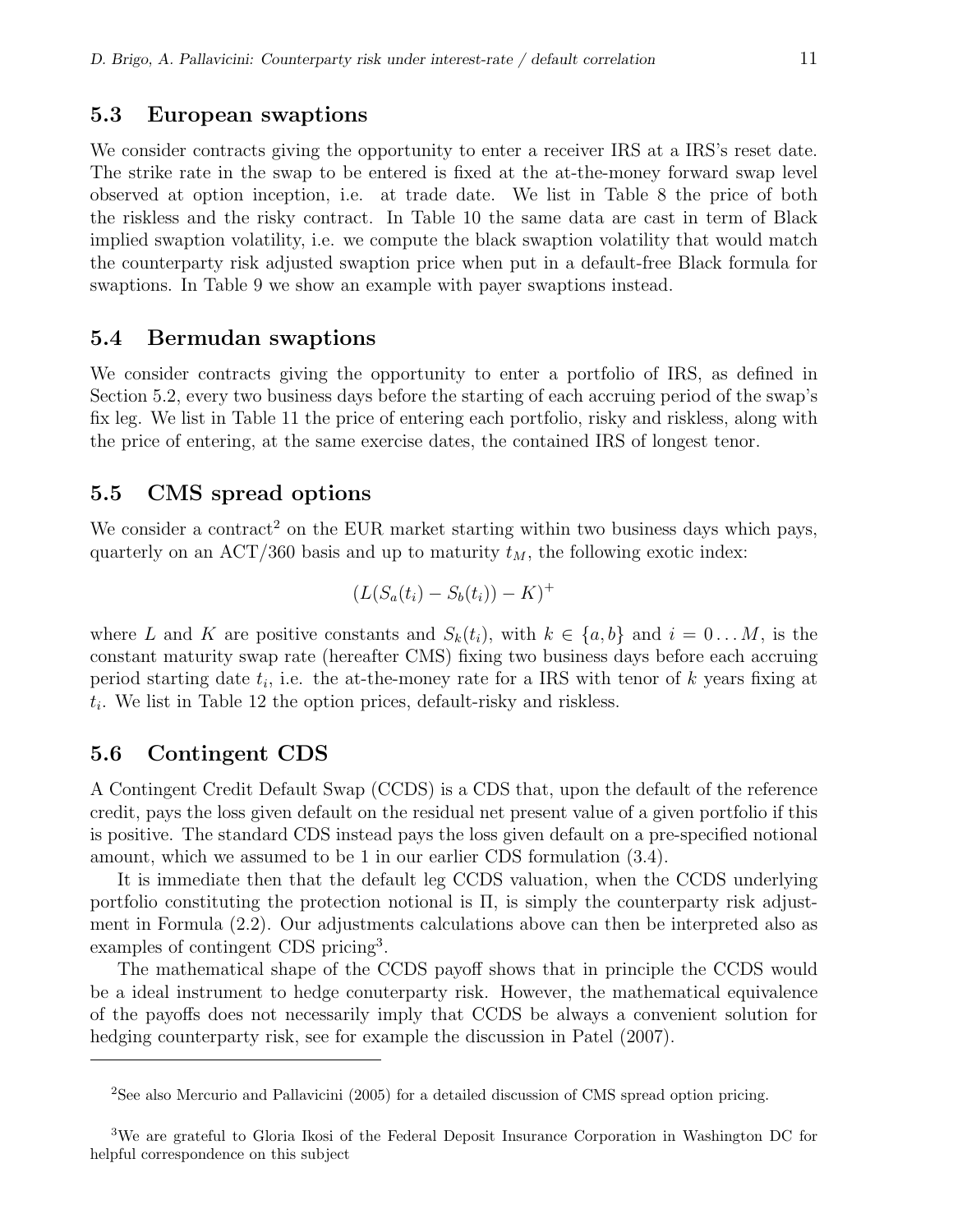### 5.3 European swaptions

We consider contracts giving the opportunity to enter a receiver IRS at a IRS's reset date. The strike rate in the swap to be entered is fixed at the at-the-money forward swap level observed at option inception, i.e. at trade date. We list in Table 8 the price of both the riskless and the risky contract. In Table 10 the same data are cast in term of Black implied swaption volatility, i.e. we compute the black swaption volatility that would match the counterparty risk adjusted swaption price when put in a default-free Black formula for swaptions. In Table 9 we show an example with payer swaptions instead.

### 5.4 Bermudan swaptions

We consider contracts giving the opportunity to enter a portfolio of IRS, as defined in Section 5.2, every two business days before the starting of each accruing period of the swap's fix leg. We list in Table 11 the price of entering each portfolio, risky and riskless, along with the price of entering, at the same exercise dates, the contained IRS of longest tenor.

### 5.5 CMS spread options

We consider a contract[2] on the EUR market starting within two business days which pays, quarterly on an ACT/360 basis and up to maturity $t_M$, the following exotic index:

$$(L(S_a(t_i) - S_b(t_i)) - K)^+$$

where $L$ and $K$ are positive constants and $S_k(t_i)$, with $k \in \{a, b\}$ and $i = 0 \dots M$, is the constant maturity swap rate (hereafter CMS) fixing two business days before each accruing period starting date $t_i$, i.e. the at-the-money rate for a IRS with tenor of $k$ years fixing at $t_i$. We list in Table 12 the option prices, default-risky and riskless.

### 5.6 Contingent CDS

A Contingent Credit Default Swap (CCDS) is a CDS that, upon the default of the reference credit, pays the loss given default on the residual net present value of a given portfolio if this is positive. The standard CDS instead pays the loss given default on a pre-specified notional amount, which we assumed to be 1 in our earlier CDS formulation (3.4).

It is immediate then that the default leg CCDS valuation, when the CCDS underlying portfolio constituting the protection notional is $\Pi$, is simply the counterparty risk adjustment in Formula (2.2). Our adjustments calculations above can then be interpreted also as examples of contingent CDS pricing[3].

The mathematical shape of the CCDS payoff shows that in principle the CCDS would be a ideal instrument to hedge conuterparty risk. However, the mathematical equivalence of the payoffs does not necessarily imply that CCDS be always a convenient solution for hedging counterparty risk, see for example the discussion in Patel (2007).

---

[2] See also Mercurio and Pallavicini (2005) for a detailed discussion of CMS spread option pricing.

[3] We are grateful to Gloria Ikosi of the Federal Deposit Insurance Corporation in Washington DC for helpful correspondence on this subject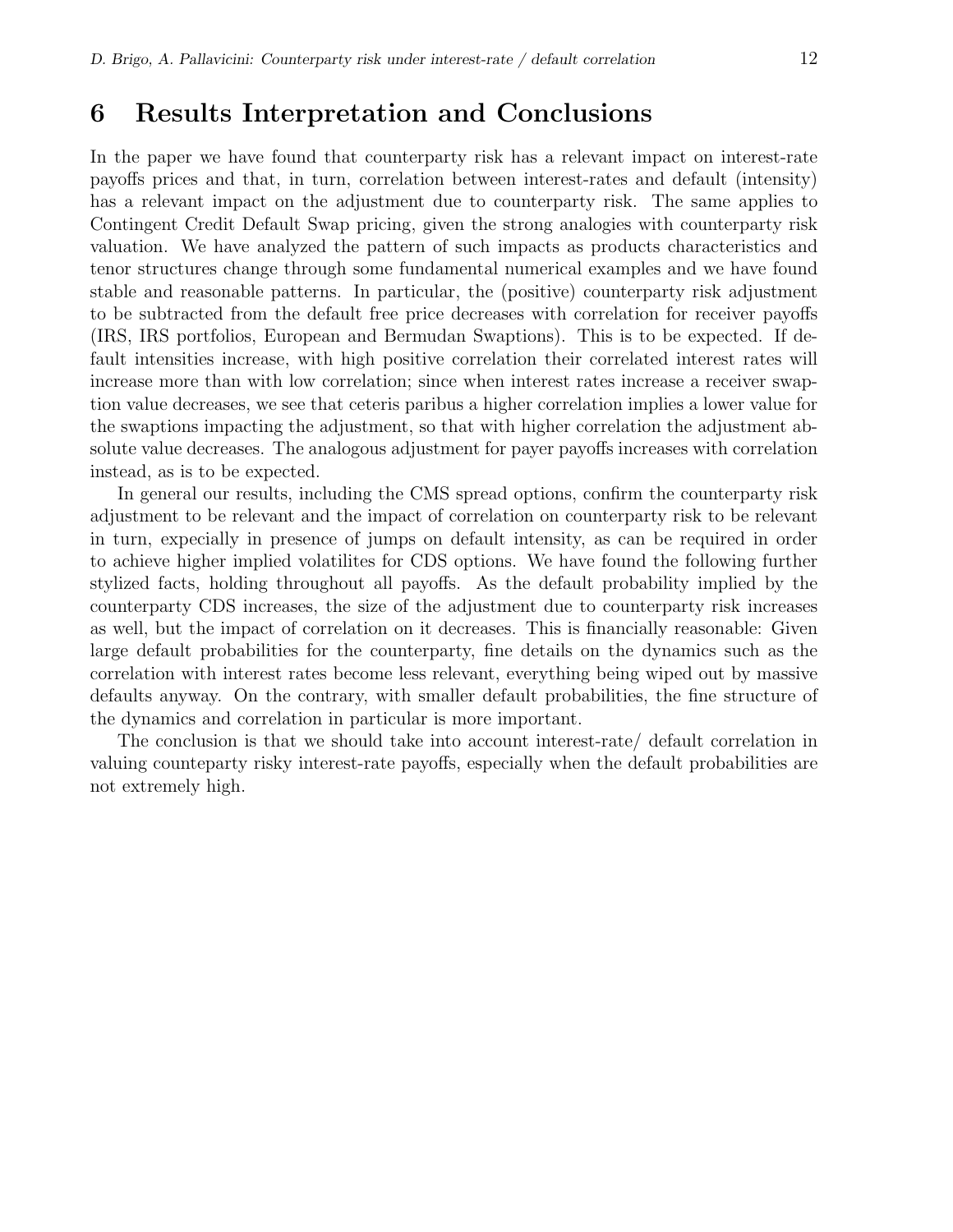# 6 Results Interpretation and Conclusions

In the paper we have found that counterparty risk has a relevant impact on interest-rate payoffs prices and that, in turn, correlation between interest-rates and default (intensity) has a relevant impact on the adjustment due to counterparty risk. The same applies to Contingent Credit Default Swap pricing, given the strong analogies with counterparty risk valuation. We have analyzed the pattern of such impacts as products characteristics and tenor structures change through some fundamental numerical examples and we have found stable and reasonable patterns. In particular, the (positive) counterparty risk adjustment to be subtracted from the default free price decreases with correlation for receiver payoffs (IRS, IRS portfolios, European and Bermudan Swaptions). This is to be expected. If default intensities increase, with high positive correlation their correlated interest rates will increase more than with low correlation; since when interest rates increase a receiver swaption value decreases, we see that ceteris paribus a higher correlation implies a lower value for the swaptions impacting the adjustment, so that with higher correlation the adjustment absolute value decreases. The analogous adjustment for payer payoffs increases with correlation instead, as is to be expected.

In general our results, including the CMS spread options, confirm the counterparty risk adjustment to be relevant and the impact of correlation on counterparty risk to be relevant in turn, expecially in presence of jumps on default intensity, as can be required in order to achieve higher implied volatilites for CDS options. We have found the following further stylized facts, holding throughout all payoffs. As the default probability implied by the counterparty CDS increases, the size of the adjustment due to counterparty risk increases as well, but the impact of correlation on it decreases. This is financially reasonable: Given large default probabilities for the counterparty, fine details on the dynamics such as the correlation with interest rates become less relevant, everything being wiped out by massive defaults anyway. On the contrary, with smaller default probabilities, the fine structure of the dynamics and correlation in particular is more important.

The conclusion is that we should take into account interest-rate/ default correlation in valuing counteparty risky interest-rate payoffs, especially when the default probabilities are not extremely high.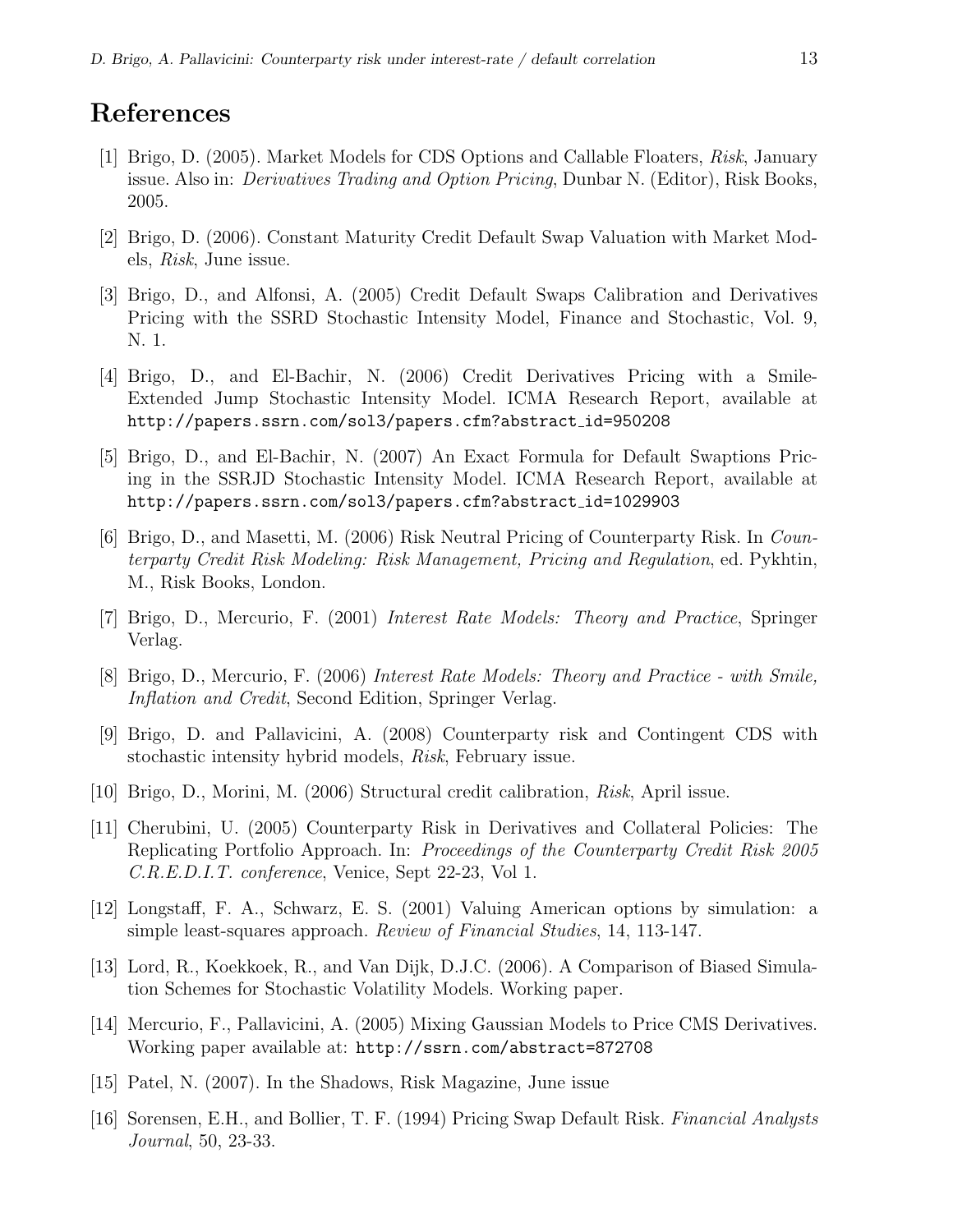## References

[1] Brigo, D. (2005). Market Models for CDS Options and Callable Floaters, *Risk*, January issue. Also in: *Derivatives Trading and Option Pricing*, Dunbar N. (Editor), Risk Books, 2005.

[2] Brigo, D. (2006). Constant Maturity Credit Default Swap Valuation with Market Models, *Risk*, June issue.

[3] Brigo, D., and Alfonsi, A. (2005) Credit Default Swaps Calibration and Derivatives Pricing with the SSRD Stochastic Intensity Model, Finance and Stochastic, Vol. 9, N. 1.

[4] Brigo, D., and El-Bachir, N. (2006) Credit Derivatives Pricing with a Smile-Extended Jump Stochastic Intensity Model. ICMA Research Report, available at `http://papers.ssrn.com/sol3/papers.cfm?abstract_id=950208`

[5] Brigo, D., and El-Bachir, N. (2007) An Exact Formula for Default Swaptions Pricing in the SSRJD Stochastic Intensity Model. ICMA Research Report, available at `http://papers.ssrn.com/sol3/papers.cfm?abstract_id=1029903`

[6] Brigo, D., and Masetti, M. (2006) Risk Neutral Pricing of Counterparty Risk. In *Counterparty Credit Risk Modeling: Risk Management, Pricing and Regulation*, ed. Pykhtin, M., Risk Books, London.

[7] Brigo, D., Mercurio, F. (2001) *Interest Rate Models: Theory and Practice*, Springer Verlag.

[8] Brigo, D., Mercurio, F. (2006) *Interest Rate Models: Theory and Practice - with Smile, Inflation and Credit*, Second Edition, Springer Verlag.

[9] Brigo, D. and Pallavicini, A. (2008) Counterparty risk and Contingent CDS with stochastic intensity hybrid models, *Risk*, February issue.

[10] Brigo, D., Morini, M. (2006) Structural credit calibration, *Risk*, April issue.

[11] Cherubini, U. (2005) Counterparty Risk in Derivatives and Collateral Policies: The Replicating Portfolio Approach. In: *Proceedings of the Counterparty Credit Risk 2005 C.R.E.D.I.T. conference*, Venice, Sept 22-23, Vol 1.

[12] Longstaff, F. A., Schwarz, E. S. (2001) Valuing American options by simulation: a simple least-squares approach. *Review of Financial Studies*, 14, 113-147.

[13] Lord, R., Koekkoek, R., and Van Dijk, D.J.C. (2006). A Comparison of Biased Simulation Schemes for Stochastic Volatility Models. Working paper.

[14] Mercurio, F., Pallavicini, A. (2005) Mixing Gaussian Models to Price CMS Derivatives. Working paper available at: `http://ssrn.com/abstract=872708`

[15] Patel, N. (2007). In the Shadows, Risk Magazine, June issue

[16] Sorensen, E.H., and Bollier, T. F. (1994) Pricing Swap Default Risk. *Financial Analysts Journal*, 50, 23-33.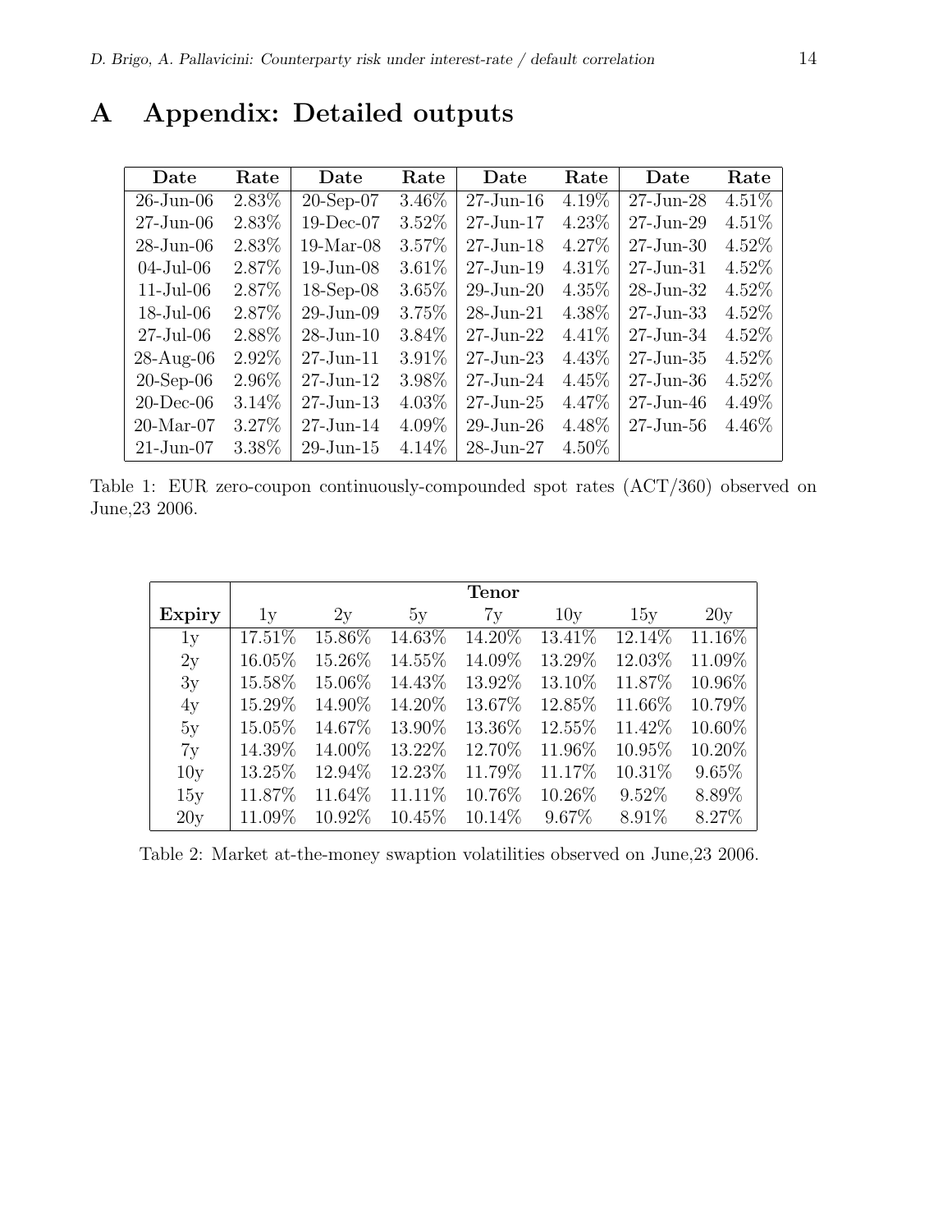# A Appendix: Detailed outputs

| Date | Rate | Date | Rate | Date | Rate | Date | Rate |
|---|---|---|---|---|---|---|---|
| 26-Jun-06 | 2.83% | 20-Sep-07 | 3.46% | 27-Jun-16 | 4.19% | 27-Jun-28 | 4.51% |
| 27-Jun-06 | 2.83% | 19-Dec-07 | 3.52% | 27-Jun-17 | 4.23% | 27-Jun-29 | 4.51% |
| 28-Jun-06 | 2.83% | 19-Mar-08 | 3.57% | 27-Jun-18 | 4.27% | 27-Jun-30 | 4.52% |
| 04-Jul-06 | 2.87% | 19-Jun-08 | 3.61% | 27-Jun-19 | 4.31% | 27-Jun-31 | 4.52% |
| 11-Jul-06 | 2.87% | 18-Sep-08 | 3.65% | 29-Jun-20 | 4.35% | 28-Jun-32 | 4.52% |
| 18-Jul-06 | 2.87% | 29-Jun-09 | 3.75% | 28-Jun-21 | 4.38% | 27-Jun-33 | 4.52% |
| 27-Jul-06 | 2.88% | 28-Jun-10 | 3.84% | 27-Jun-22 | 4.41% | 27-Jun-34 | 4.52% |
| 28-Aug-06 | 2.92% | 27-Jun-11 | 3.91% | 27-Jun-23 | 4.43% | 27-Jun-35 | 4.52% |
| 20-Sep-06 | 2.96% | 27-Jun-12 | 3.98% | 27-Jun-24 | 4.45% | 27-Jun-36 | 4.52% |
| 20-Dec-06 | 3.14% | 27-Jun-13 | 4.03% | 27-Jun-25 | 4.47% | 27-Jun-46 | 4.49% |
| 20-Mar-07 | 3.27% | 27-Jun-14 | 4.09% | 29-Jun-26 | 4.48% | 27-Jun-56 | 4.46% |
| 21-Jun-07 | 3.38% | 29-Jun-15 | 4.14% | 28-Jun-27 | 4.50% | | |

Table 1: EUR zero-coupon continuously-compounded spot rates (ACT/360) observed on June,23 2006.

| | Tenor | | | | | | |
|---|---|---|---|---|---|---|---|
| **Expiry** | 1y | 2y | 5y | 7y | 10y | 15y | 20y |
| 1y | 17.51% | 15.86% | 14.63% | 14.20% | 13.41% | 12.14% | 11.16% |
| 2y | 16.05% | 15.26% | 14.55% | 14.09% | 13.29% | 12.03% | 11.09% |
| 3y | 15.58% | 15.06% | 14.43% | 13.92% | 13.10% | 11.87% | 10.96% |
| 4y | 15.29% | 14.90% | 14.20% | 13.67% | 12.85% | 11.66% | 10.79% |
| 5y | 15.05% | 14.67% | 13.90% | 13.36% | 12.55% | 11.42% | 10.60% |
| 7y | 14.39% | 14.00% | 13.22% | 12.70% | 11.96% | 10.95% | 10.20% |
| 10y | 13.25% | 12.94% | 12.23% | 11.79% | 11.17% | 10.31% | 9.65% |
| 15y | 11.87% | 11.64% | 11.11% | 10.76% | 10.26% | 9.52% | 8.89% |
| 20y | 11.09% | 10.92% | 10.45% | 10.14% | 9.67% | 8.91% | 8.27% |

Table 2: Market at-the-money swaption volatilities observed on June,23 2006.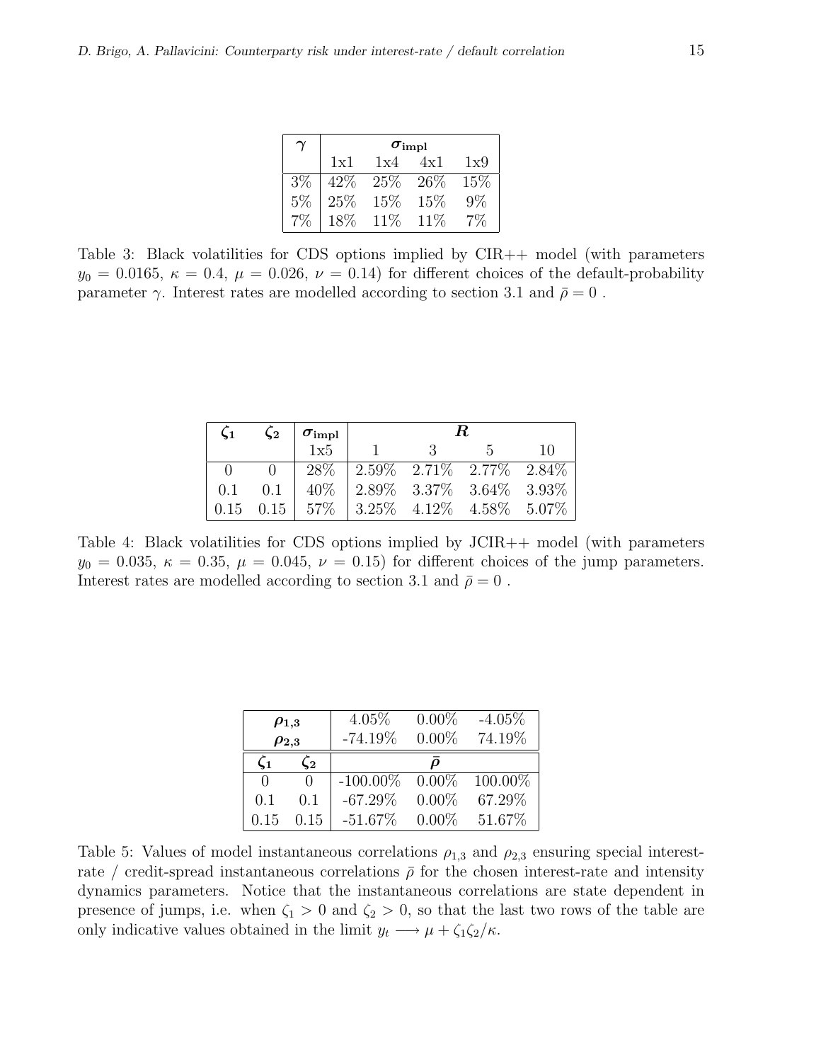| $\gamma$ | $\sigma_{\text{impl}}$ | | | |
|---|---|---|---|---|
| | 1x1 | 1x4 | 4x1 | 1x9 |
| 3% | 42% | 25% | 26% | 15% |
| 5% | 25% | 15% | 15% | 9% |
| 7% | 18% | 11% | 11% | 7% |

Table 3: Black volatilities for CDS options implied by CIR++ model (with parameters $y_0 = 0.0165$, $\kappa = 0.4$, $\mu = 0.026$, $\nu = 0.14$) for different choices of the default-probability parameter $\gamma$. Interest rates are modelled according to section 3.1 and $\bar{\rho} = 0$ .

| $\zeta_1$ | $\zeta_2$ | $\sigma_{\text{impl}}$ | $R$ | | | |
|---|---|---|---|---|---|---|
| | | 1x5 | 1 | 3 | 5 | 10 |
| 0 | 0 | 28% | 2.59% | 2.71% | 2.77% | 2.84% |
| 0.1 | 0.1 | 40% | 2.89% | 3.37% | 3.64% | 3.93% |
| 0.15 | 0.15 | 57% | 3.25% | 4.12% | 4.58% | 5.07% |

Table 4: Black volatilities for CDS options implied by JCIR++ model (with parameters $y_0 = 0.035$, $\kappa = 0.35$, $\mu = 0.045$, $\nu = 0.15$) for different choices of the jump parameters. Interest rates are modelled according to section 3.1 and $\bar{\rho} = 0$ .

| $\rho_{1,3}$ | | 4.05% | 0.00% | -4.05% |
|---|---|---|---|---|
| $\rho_{2,3}$ | | -74.19% | 0.00% | 74.19% |
| $\zeta_1$ | $\zeta_2$ | $\bar{\rho}$ | | |
| 0 | 0 | -100.00% | 0.00% | 100.00% |
| 0.1 | 0.1 | -67.29% | 0.00% | 67.29% |
| 0.15 | 0.15 | -51.67% | 0.00% | 51.67% |

Table 5: Values of model instantaneous correlations $\rho_{1,3}$ and $\rho_{2,3}$ ensuring special interest-rate / credit-spread instantaneous correlations $\bar{\rho}$ for the chosen interest-rate and intensity dynamics parameters. Notice that the instantaneous correlations are state dependent in presence of jumps, i.e. when $\zeta_1 > 0$ and $\zeta_2 > 0$, so that the last two rows of the table are only indicative values obtained in the limit $y_t \longrightarrow \mu + \zeta_1\zeta_2/\kappa$.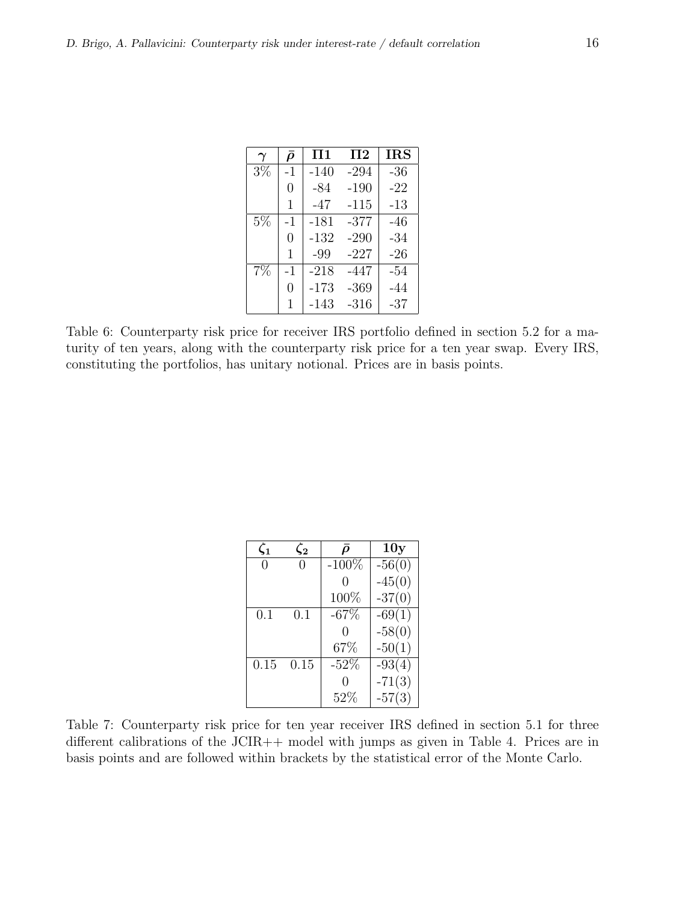| $\gamma$ | $\bar{\rho}$ | **Π1** | **Π2** | **IRS** |
|---|---|---|---|---|
| 3% | -1 | -140 | -294 | -36 |
| | 0 | -84 | -190 | -22 |
| | 1 | -47 | -115 | -13 |
| 5% | -1 | -181 | -377 | -46 |
| | 0 | -132 | -290 | -34 |
| | 1 | -99 | -227 | -26 |
| 7% | -1 | -218 | -447 | -54 |
| | 0 | -173 | -369 | -44 |
| | 1 | -143 | -316 | -37 |

Table 6: Counterparty risk price for receiver IRS portfolio defined in section 5.2 for a maturity of ten years, along with the counterparty risk price for a ten year swap. Every IRS, constituting the portfolios, has unitary notional. Prices are in basis points.

| $\zeta_1$ | $\zeta_2$ | $\bar{\rho}$ | **10y** |
|---|---|---|---|
| 0 | 0 | -100% | -56(0) |
| | | 0 | -45(0) |
| | | 100% | -37(0) |
| 0.1 | 0.1 | -67% | -69(1) |
| | | 0 | -58(0) |
| | | 67% | -50(1) |
| 0.15 | 0.15 | -52% | -93(4) |
| | | 0 | -71(3) |
| | | 52% | -57(3) |

Table 7: Counterparty risk price for ten year receiver IRS defined in section 5.1 for three different calibrations of the JCIR++ model with jumps as given in Table 4. Prices are in basis points and are followed within brackets by the statistical error of the Monte Carlo.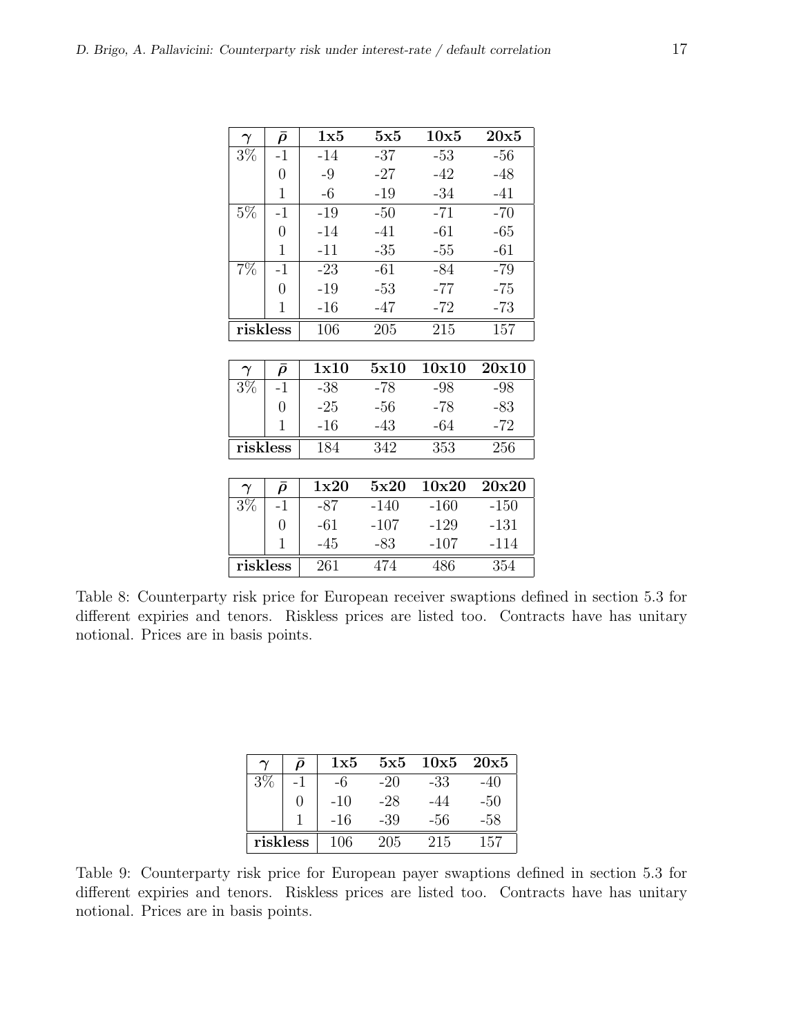| $\gamma$ | $\bar{\rho}$ | **1x5** | **5x5** | **10x5** | **20x5** |
|---|---|---|---|---|---|
| 3% | -1 | -14 | -37 | -53 | -56 |
| | 0 | -9 | -27 | -42 | -48 |
| | 1 | -6 | -19 | -34 | -41 |
| 5% | -1 | -19 | -50 | -71 | -70 |
| | 0 | -14 | -41 | -61 | -65 |
| | 1 | -11 | -35 | -55 | -61 |
| 7% | -1 | -23 | -61 | -84 | -79 |
| | 0 | -19 | -53 | -77 | -75 |
| | 1 | -16 | -47 | -72 | -73 |
| **riskless** | | 106 | 205 | 215 | 157 |

| $\gamma$ | $\bar{\rho}$ | **1x10** | **5x10** | **10x10** | **20x10** |
|---|---|---|---|---|---|
| 3% | -1 | -38 | -78 | -98 | -98 |
| | 0 | -25 | -56 | -78 | -83 |
| | 1 | -16 | -43 | -64 | -72 |
| **riskless** | | 184 | 342 | 353 | 256 |

| $\gamma$ | $\bar{\rho}$ | **1x20** | **5x20** | **10x20** | **20x20** |
|---|---|---|---|---|---|
| 3% | -1 | -87 | -140 | -160 | -150 |
| | 0 | -61 | -107 | -129 | -131 |
| | 1 | -45 | -83 | -107 | -114 |
| **riskless** | | 261 | 474 | 486 | 354 |

Table 8: Counterparty risk price for European receiver swaptions defined in section 5.3 for different expiries and tenors. Riskless prices are listed too. Contracts have has unitary notional. Prices are in basis points.

| $\gamma$ | $\bar{\rho}$ | **1x5** | **5x5** | **10x5** | **20x5** |
|---|---|---|---|---|---|
| 3% | -1 | -6 | -20 | -33 | -40 |
| | 0 | -10 | -28 | -44 | -50 |
| | 1 | -16 | -39 | -56 | -58 |
| **riskless** | | 106 | 205 | 215 | 157 |

Table 9: Counterparty risk price for European payer swaptions defined in section 5.3 for different expiries and tenors. Riskless prices are listed too. Contracts have has unitary notional. Prices are in basis points.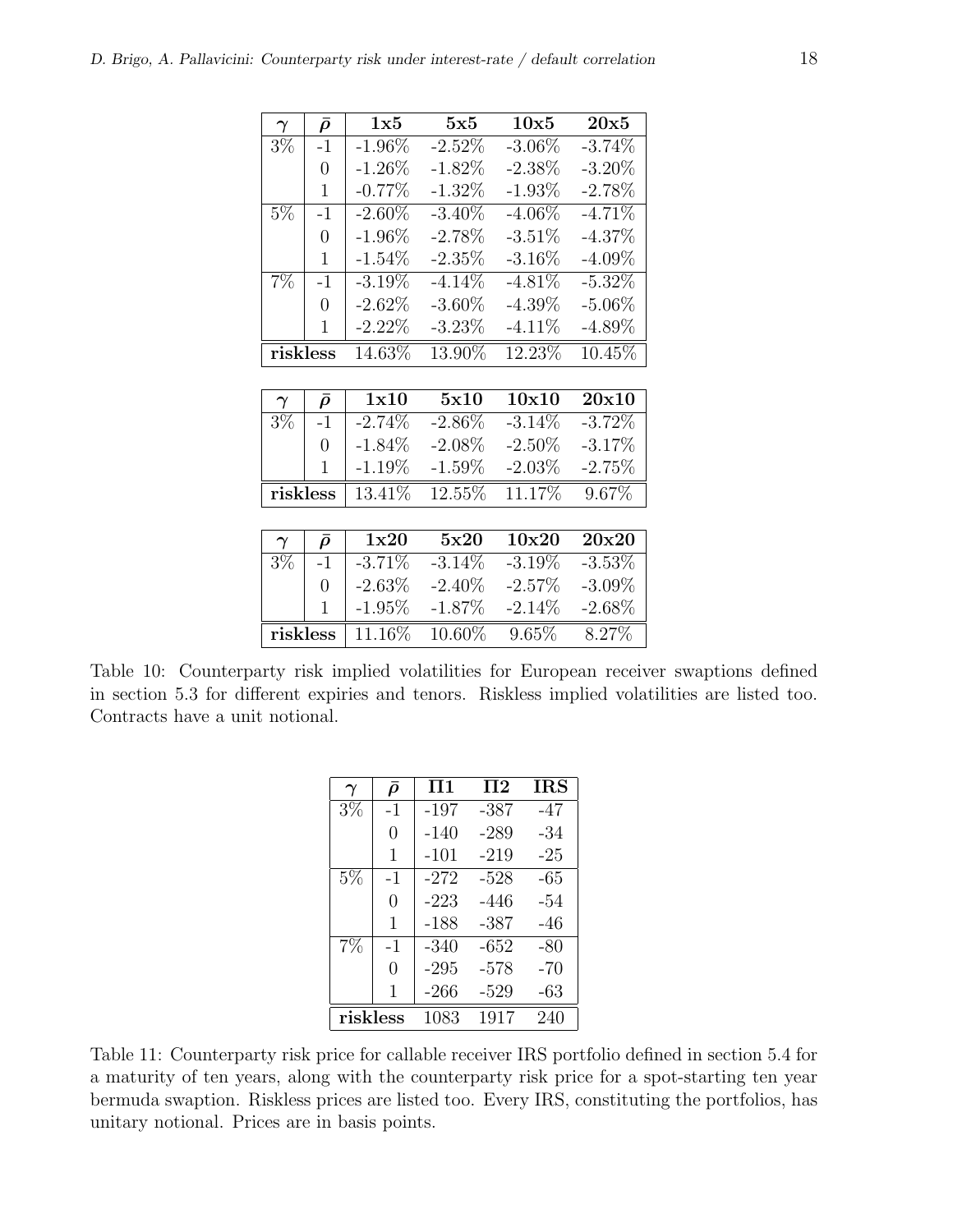| $\gamma$ | $\bar{\rho}$ | **1x5** | **5x5** | **10x5** | **20x5** |
|---|---|---|---|---|---|
| 3% | -1 | -1.96% | -2.52% | -3.06% | -3.74% |
| | 0 | -1.26% | -1.82% | -2.38% | -3.20% |
| | 1 | -0.77% | -1.32% | -1.93% | -2.78% |
| 5% | -1 | -2.60% | -3.40% | -4.06% | -4.71% |
| | 0 | -1.96% | -2.78% | -3.51% | -4.37% |
| | 1 | -1.54% | -2.35% | -3.16% | -4.09% |
| 7% | -1 | -3.19% | -4.14% | -4.81% | -5.32% |
| | 0 | -2.62% | -3.60% | -4.39% | -5.06% |
| | 1 | -2.22% | -3.23% | -4.11% | -4.89% |
| **riskless** | | 14.63% | 13.90% | 12.23% | 10.45% |

| $\gamma$ | $\bar{\rho}$ | **1x10** | **5x10** | **10x10** | **20x10** |
|---|---|---|---|---|---|
| 3% | -1 | -2.74% | -2.86% | -3.14% | -3.72% |
| | 0 | -1.84% | -2.08% | -2.50% | -3.17% |
| | 1 | -1.19% | -1.59% | -2.03% | -2.75% |
| **riskless** | | 13.41% | 12.55% | 11.17% | 9.67% |

| $\gamma$ | $\bar{\rho}$ | **1x20** | **5x20** | **10x20** | **20x20** |
|---|---|---|---|---|---|
| 3% | -1 | -3.71% | -3.14% | -3.19% | -3.53% |
| | 0 | -2.63% | -2.40% | -2.57% | -3.09% |
| | 1 | -1.95% | -1.87% | -2.14% | -2.68% |
| **riskless** | | 11.16% | 10.60% | 9.65% | 8.27% |

Table 10: Counterparty risk implied volatilities for European receiver swaptions defined in section 5.3 for different expiries and tenors. Riskless implied volatilities are listed too. Contracts have a unit notional.

| $\gamma$ | $\bar{\rho}$ | **Π1** | **Π2** | **IRS** |
|---|---|---|---|---|
| 3% | -1 | -197 | -387 | -47 |
| | 0 | -140 | -289 | -34 |
| | 1 | -101 | -219 | -25 |
| 5% | -1 | -272 | -528 | -65 |
| | 0 | -223 | -446 | -54 |
| | 1 | -188 | -387 | -46 |
| 7% | -1 | -340 | -652 | -80 |
| | 0 | -295 | -578 | -70 |
| | 1 | -266 | -529 | -63 |
| **riskless** | | 1083 | 1917 | 240 |

Table 11: Counterparty risk price for callable receiver IRS portfolio defined in section 5.4 for a maturity of ten years, along with the counterparty risk price for a spot-starting ten year bermuda swaption. Riskless prices are listed too. Every IRS, constituting the portfolios, has unitary notional. Prices are in basis points.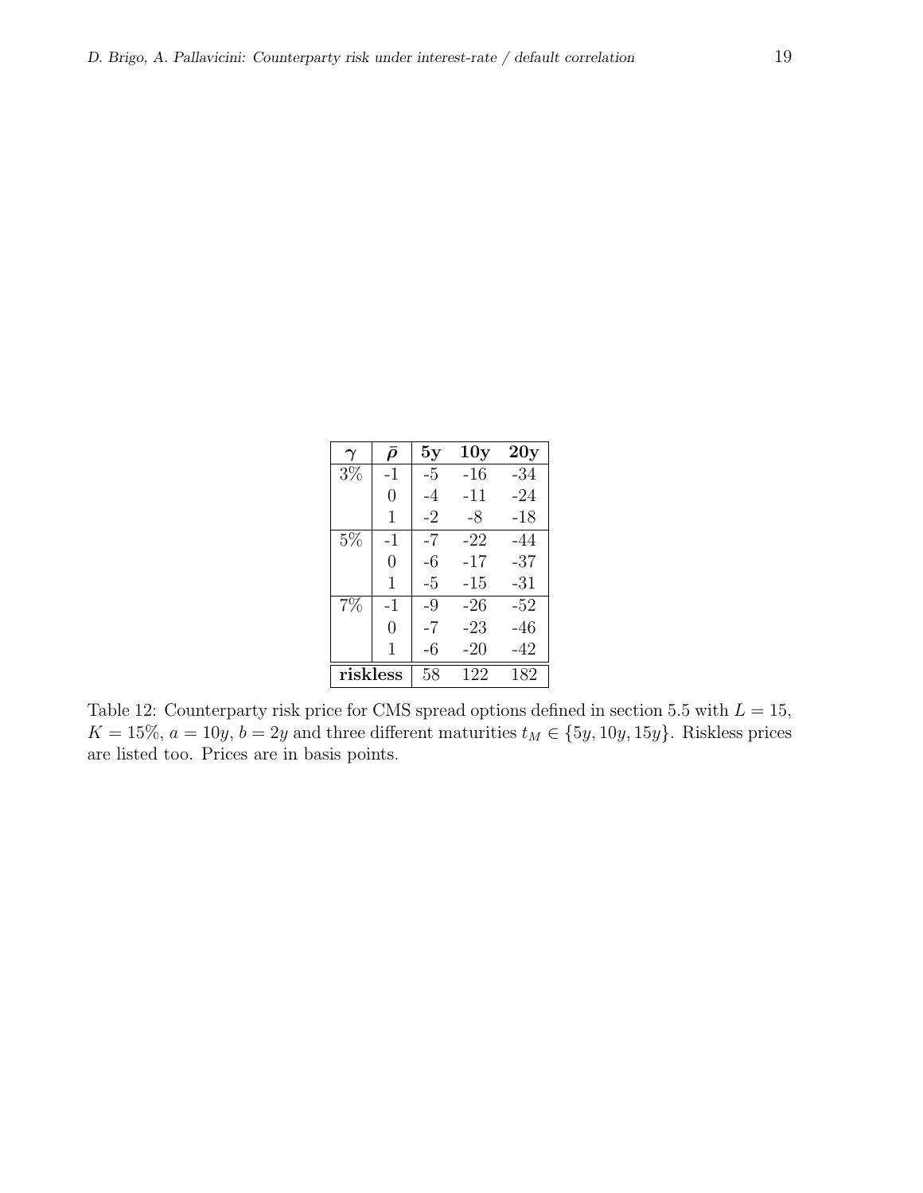| $\gamma$ | $\bar{\rho}$ | 5y | 10y | 20y |
|---|---|---|---|---|
| 3% | -1 | -5 | -16 | -34 |
| | 0 | -4 | -11 | -24 |
| | 1 | -2 | -8 | -18 |
| 5% | -1 | -7 | -22 | -44 |
| | 0 | -6 | -17 | -37 |
| | 1 | -5 | -15 | -31 |
| 7% | -1 | -9 | -26 | -52 |
| | 0 | -7 | -23 | -46 |
| | 1 | -6 | -20 | -42 |
| **riskless** | | 58 | 122 | 182 |

Table 12: Counterparty risk price for CMS spread options defined in section 5.5 with $L = 15$, $K = 15\%$, $a = 10y$, $b = 2y$ and three different maturities $t_M \in \{5y, 10y, 15y\}$. Riskless prices are listed too. Prices are in basis points.